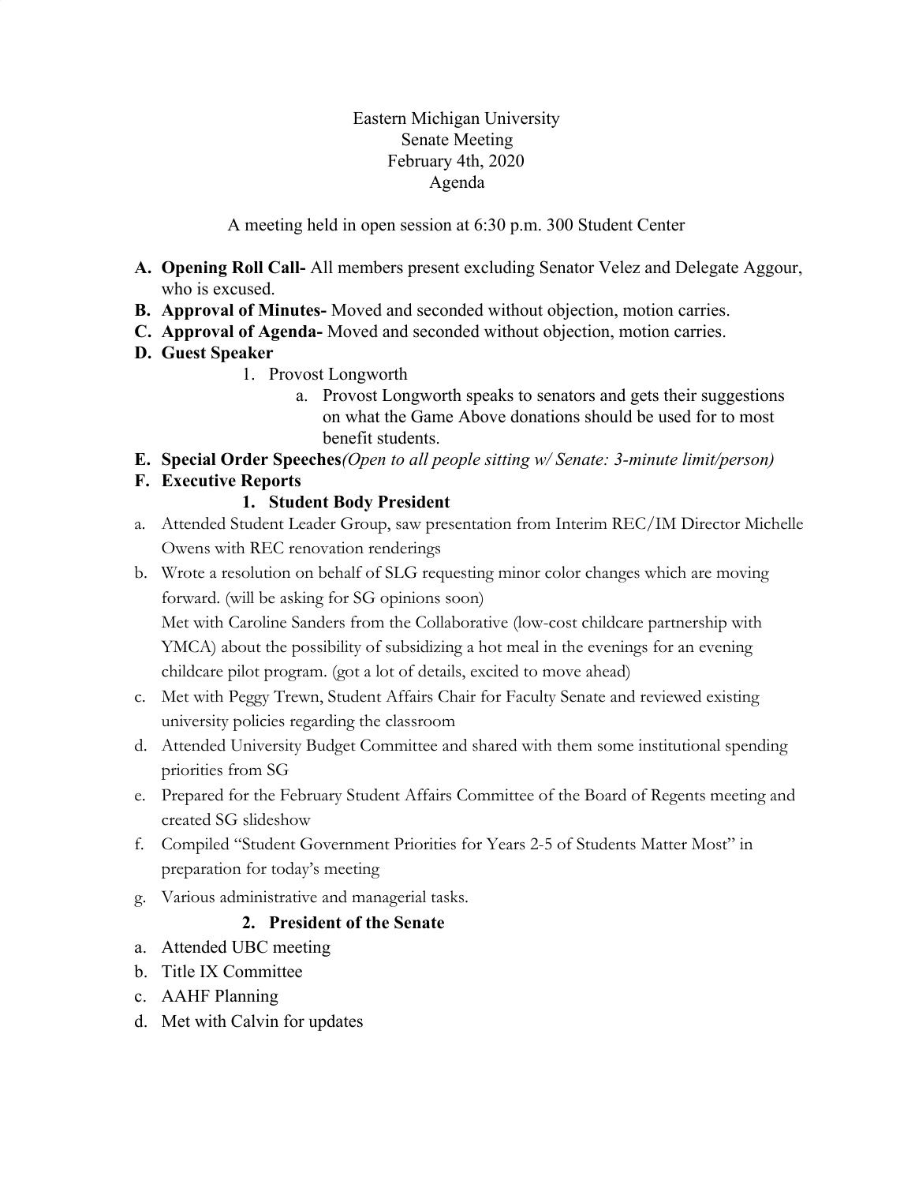Eastern Michigan University
Senate Meeting
February 4th, 2020
Agenda

A meeting held in open session at 6:30 p.m. 300 Student Center

**A. Opening Roll Call-** All members present excluding Senator Velez and Delegate Aggour, who is excused.

**B. Approval of Minutes-** Moved and seconded without objection, motion carries.

**C. Approval of Agenda-** Moved and seconded without objection, motion carries.

**D. Guest Speaker**

1. Provost Longworth
   a. Provost Longworth speaks to senators and gets their suggestions on what the Game Above donations should be used for to most benefit students.

**E. Special Order Speeches** *(Open to all people sitting w/ Senate: 3-minute limit/person)*

**F. Executive Reports**

**1. Student Body President**

a. Attended Student Leader Group, saw presentation from Interim REC/IM Director Michelle Owens with REC renovation renderings

b. Wrote a resolution on behalf of SLG requesting minor color changes which are moving forward. (will be asking for SG opinions soon)
Met with Caroline Sanders from the Collaborative (low-cost childcare partnership with YMCA) about the possibility of subsidizing a hot meal in the evenings for an evening childcare pilot program. (got a lot of details, excited to move ahead)

c. Met with Peggy Trewn, Student Affairs Chair for Faculty Senate and reviewed existing university policies regarding the classroom

d. Attended University Budget Committee and shared with them some institutional spending priorities from SG

e. Prepared for the February Student Affairs Committee of the Board of Regents meeting and created SG slideshow

f. Compiled "Student Government Priorities for Years 2-5 of Students Matter Most" in preparation for today's meeting

g. Various administrative and managerial tasks.

**2. President of the Senate**

a. Attended UBC meeting

b. Title IX Committee

c. AAHF Planning

d. Met with Calvin for updates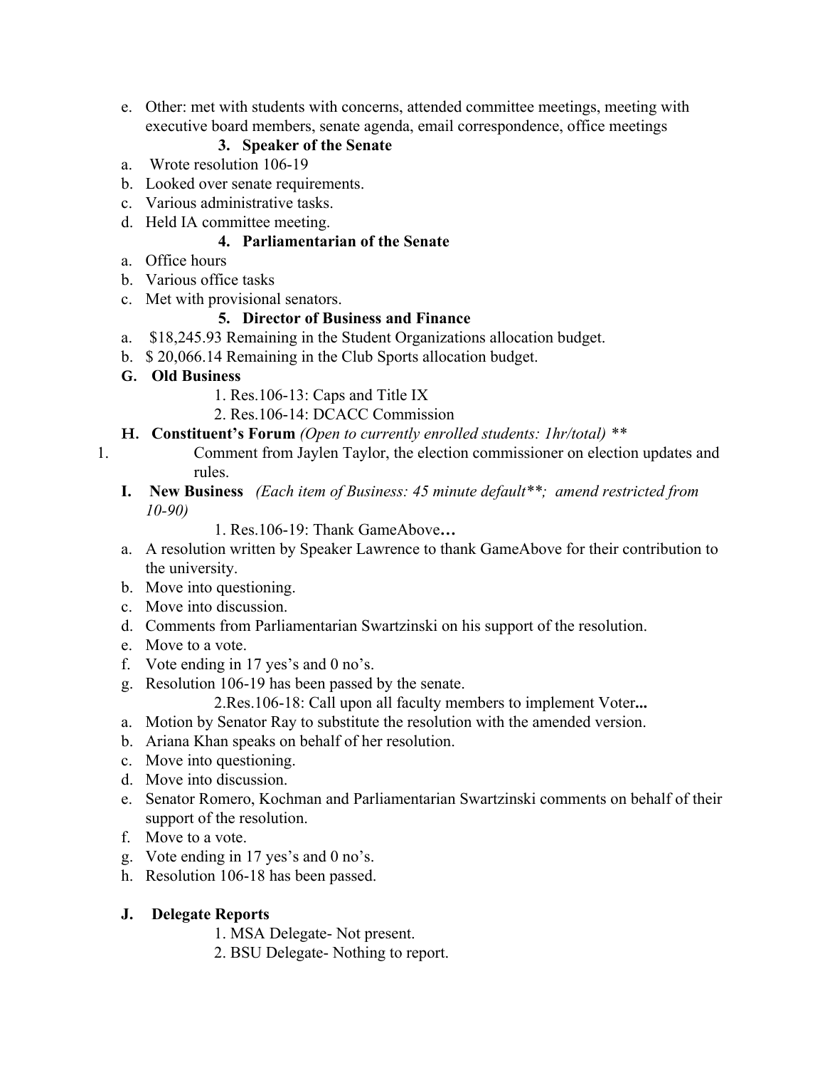e. Other: met with students with concerns, attended committee meetings, meeting with executive board members, senate agenda, email correspondence, office meetings

**3. Speaker of the Senate**

a. Wrote resolution 106-19
b. Looked over senate requirements.
c. Various administrative tasks.
d. Held IA committee meeting.

**4. Parliamentarian of the Senate**

a. Office hours
b. Various office tasks
c. Met with provisional senators.

**5. Director of Business and Finance**

a. $18,245.93 Remaining in the Student Organizations allocation budget.
b. $ 20,066.14 Remaining in the Club Sports allocation budget.

**G. Old Business**

1. Res.106-13: Caps and Title IX
2. Res.106-14: DCACC Commission

**H. Constituent's Forum** *(Open to currently enrolled students: 1hr/total)* **

1. Comment from Jaylen Taylor, the election commissioner on election updates and rules.

**I. New Business** *(Each item of Business: 45 minute default**; amend restricted from 10-90)*

1. Res.106-19: Thank GameAbove**…**

a. A resolution written by Speaker Lawrence to thank GameAbove for their contribution to the university.
b. Move into questioning.
c. Move into discussion.
d. Comments from Parliamentarian Swartzinski on his support of the resolution.
e. Move to a vote.
f. Vote ending in 17 yes's and 0 no's.
g. Resolution 106-19 has been passed by the senate.

2. Res.106-18: Call upon all faculty members to implement Voter**...**

a. Motion by Senator Ray to substitute the resolution with the amended version.
b. Ariana Khan speaks on behalf of her resolution.
c. Move into questioning.
d. Move into discussion.
e. Senator Romero, Kochman and Parliamentarian Swartzinski comments on behalf of their support of the resolution.
f. Move to a vote.
g. Vote ending in 17 yes's and 0 no's.
h. Resolution 106-18 has been passed.

**J. Delegate Reports**

1. MSA Delegate- Not present.
2. BSU Delegate- Nothing to report.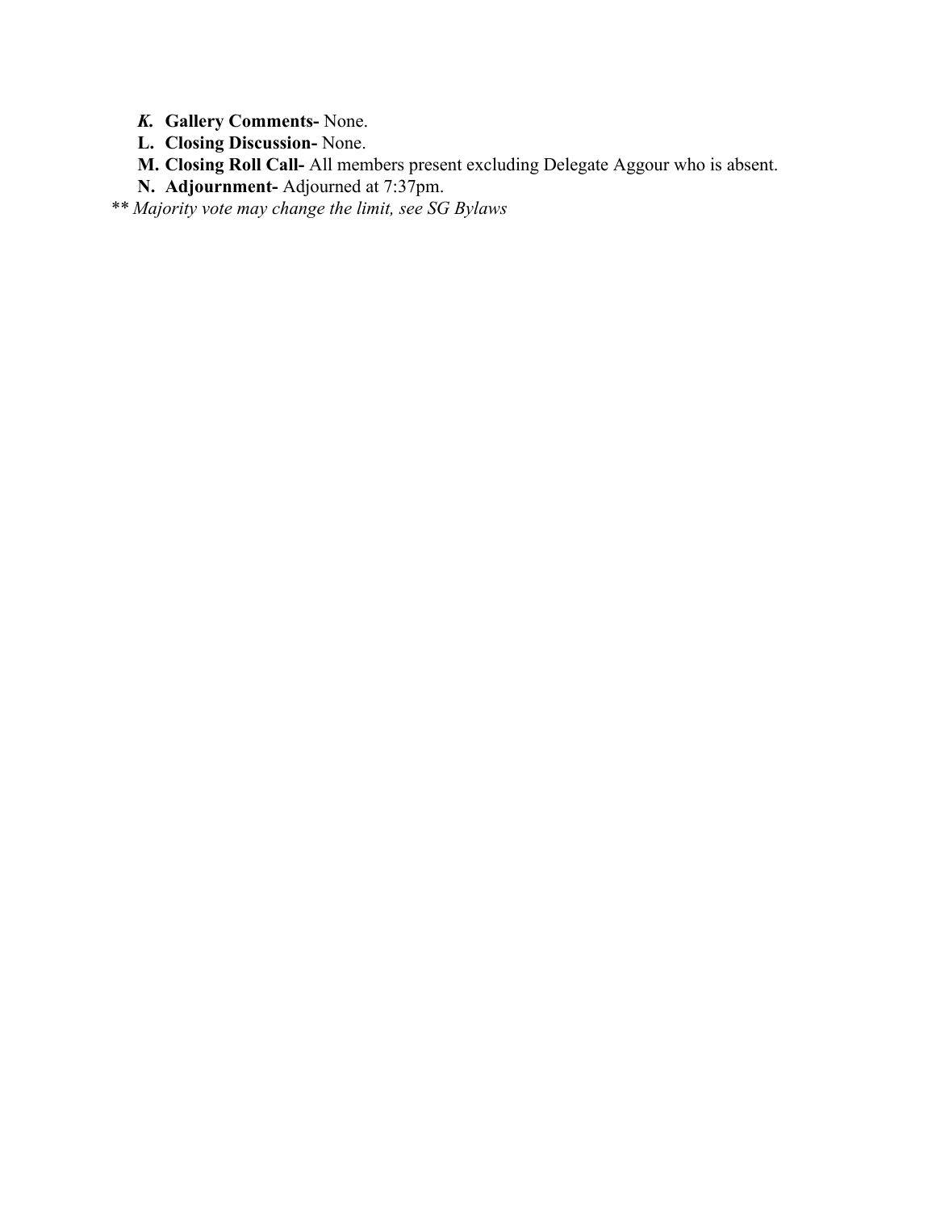*K.* **Gallery Comments-** None.

**L. Closing Discussion-** None.

**M. Closing Roll Call-** All members present excluding Delegate Aggour who is absent.

**N. Adjournment-** Adjourned at 7:37pm.

** *Majority vote may change the limit, see SG Bylaws*